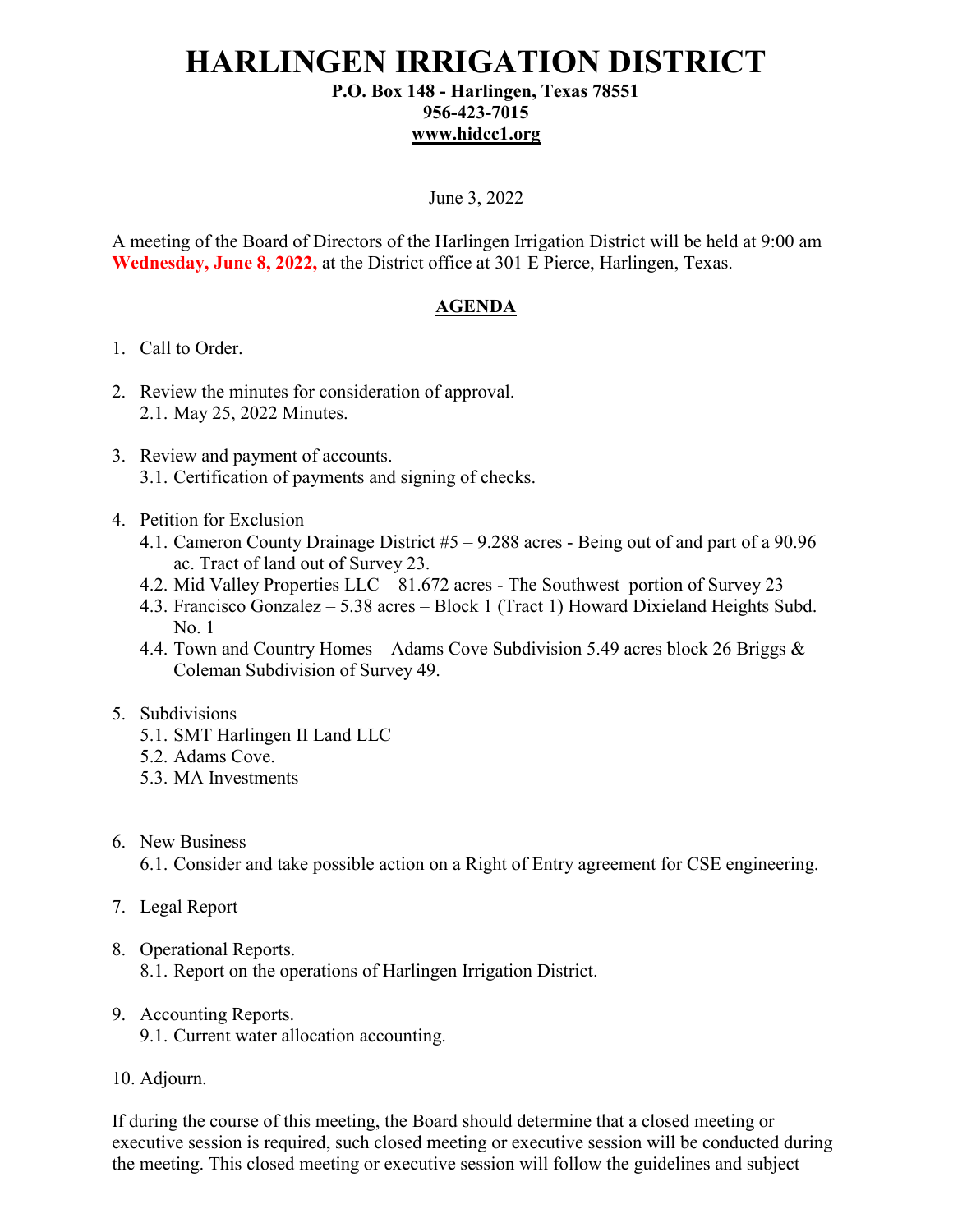# HARLINGEN IRRIGATION DISTRICT

**P.O. Box 148 - Harlingen, Texas 78551**
**956-423-7015**
**www.hidcc1.org**

June 3, 2022

A meeting of the Board of Directors of the Harlingen Irrigation District will be held at 9:00 am **Wednesday, June 8, 2022,** at the District office at 301 E Pierce, Harlingen, Texas.

## AGENDA

1. Call to Order.

2. Review the minutes for consideration of approval.
   2.1. May 25, 2022 Minutes.

3. Review and payment of accounts.
   3.1. Certification of payments and signing of checks.

4. Petition for Exclusion
   4.1. Cameron County Drainage District #5 – 9.288 acres - Being out of and part of a 90.96 ac. Tract of land out of Survey 23.
   4.2. Mid Valley Properties LLC – 81.672 acres - The Southwest portion of Survey 23
   4.3. Francisco Gonzalez – 5.38 acres – Block 1 (Tract 1) Howard Dixieland Heights Subd. No. 1
   4.4. Town and Country Homes – Adams Cove Subdivision 5.49 acres block 26 Briggs & Coleman Subdivision of Survey 49.

5. Subdivisions
   5.1. SMT Harlingen II Land LLC
   5.2. Adams Cove.
   5.3. MA Investments

6. New Business
   6.1. Consider and take possible action on a Right of Entry agreement for CSE engineering.

7. Legal Report

8. Operational Reports.
   8.1. Report on the operations of Harlingen Irrigation District.

9. Accounting Reports.
   9.1. Current water allocation accounting.

10. Adjourn.

If during the course of this meeting, the Board should determine that a closed meeting or executive session is required, such closed meeting or executive session will be conducted during the meeting. This closed meeting or executive session will follow the guidelines and subject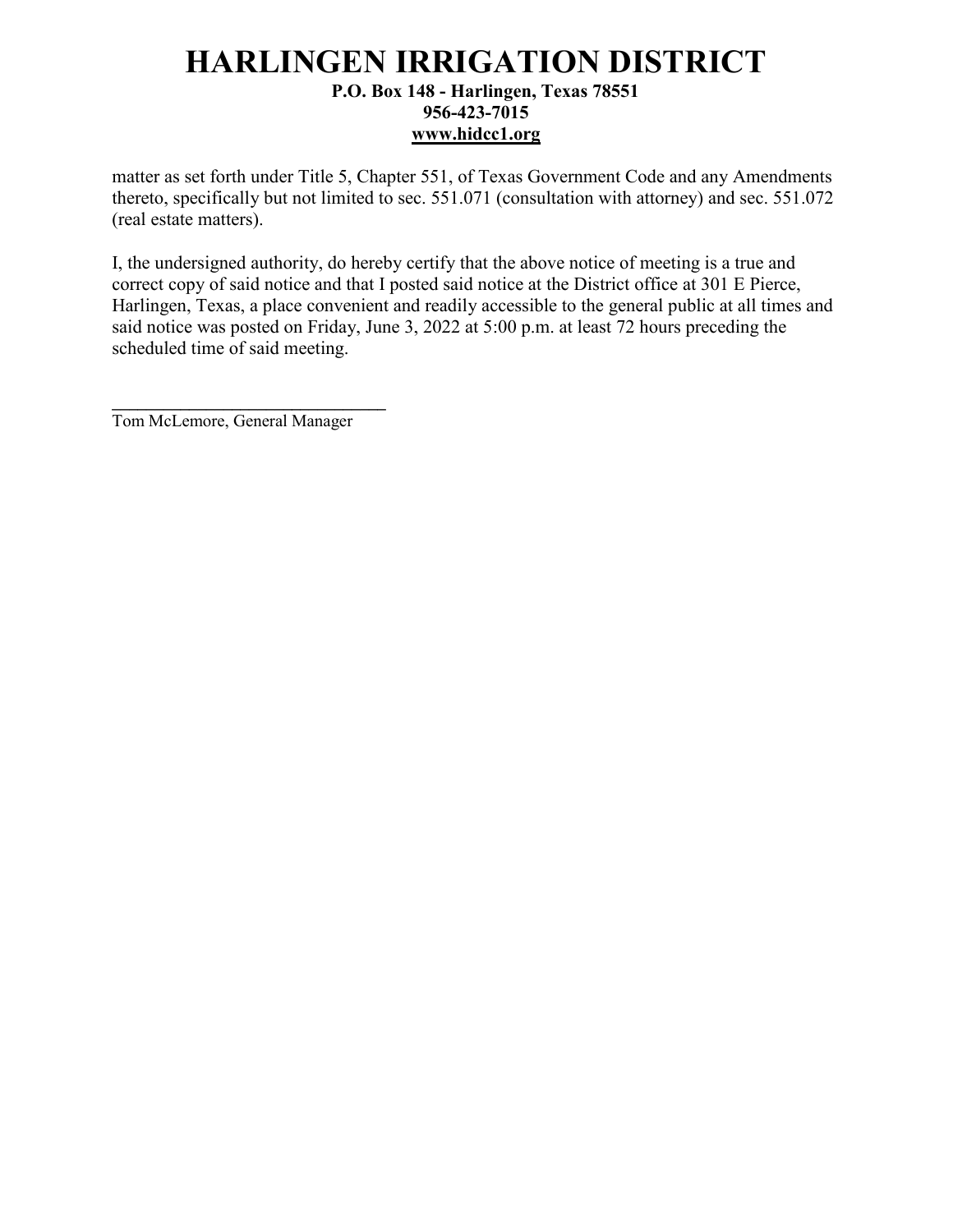matter as set forth under Title 5, Chapter 551, of Texas Government Code and any Amendments thereto, specifically but not limited to sec. 551.071 (consultation with attorney) and sec. 551.072 (real estate matters).

I, the undersigned authority, do hereby certify that the above notice of meeting is a true and correct copy of said notice and that I posted said notice at the District office at 301 E Pierce, Harlingen, Texas, a place convenient and readily accessible to the general public at all times and said notice was posted on Friday, June 3, 2022 at 5:00 p.m. at least 72 hours preceding the scheduled time of said meeting.

______________________________

Tom McLemore, General Manager